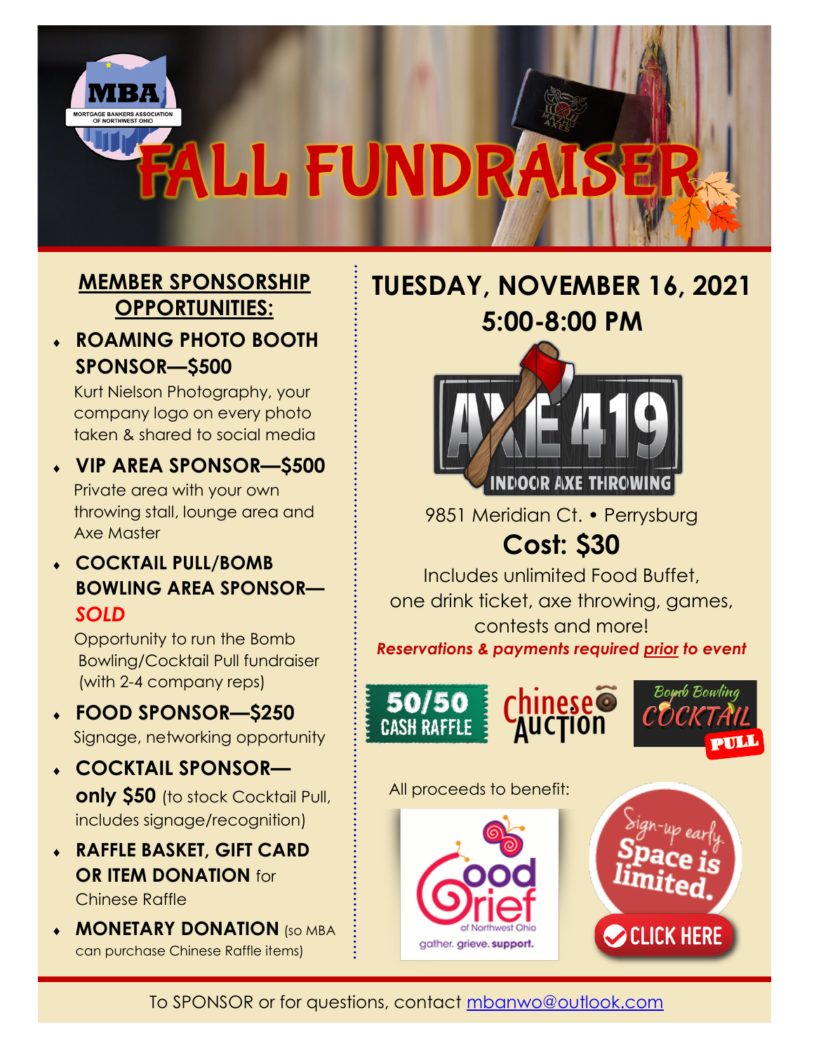MBA
MORTGAGE BANKERS ASSOCIATION OF NORTHWEST OHIO

# FALL FUNDRAISER

## MEMBER SPONSORSHIP OPPORTUNITIES:

- **ROAMING PHOTO BOOTH SPONSOR—$500**
  Kurt Nielson Photography, your company logo on every photo taken & shared to social media
- **VIP AREA SPONSOR—$500**
  Private area with your own throwing stall, lounge area and Axe Master
- **COCKTAIL PULL/BOMB BOWLING AREA SPONSOR—*SOLD***
  Opportunity to run the Bomb Bowling/Cocktail Pull fundraiser (with 2-4 company reps)
- **FOOD SPONSOR—$250**
  Signage, networking opportunity
- **COCKTAIL SPONSOR—only $50** (to stock Cocktail Pull, includes signage/recognition)
- **RAFFLE BASKET, GIFT CARD OR ITEM DONATION** for Chinese Raffle
- **MONETARY DONATION** (so MBA can purchase Chinese Raffle items)

## TUESDAY, NOVEMBER 16, 2021
## 5:00-8:00 PM

AXE 419
INDOOR AXE THROWING

9851 Meridian Ct. • Perrysburg

**Cost: $30**

Includes unlimited Food Buffet, one drink ticket, axe throwing, games, contests and more!

***Reservations & payments required prior to event***

50/50 CASH RAFFLE

Chinese Auction

Bomb Bowling COCKTAIL PULL

All proceeds to benefit:

Good Grief of Northwest Ohio
gather. grieve. support.

Sign-up early. Space is limited.

CLICK HERE

To SPONSOR or for questions, contact mbanwo@outlook.com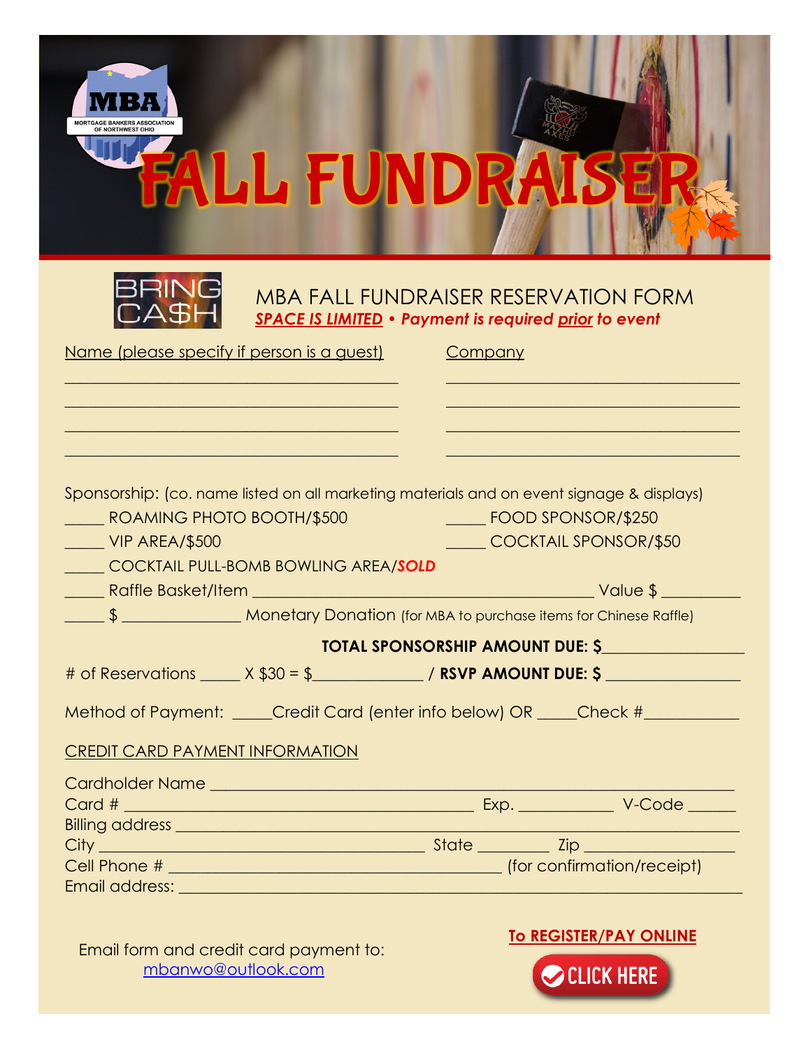MBA
MORTGAGE BANKERS ASSOCIATION OF NORTHWEST OHIO

# FALL FUNDRAISER

BRING CA$H

## MBA FALL FUNDRAISER RESERVATION FORM

***SPACE IS LIMITED* • *Payment is required prior to event***

| Name (please specify if person is a guest) | Company |
|---|---|
| ________________________________________ | ____________________________________ |
| ________________________________________ | ____________________________________ |
| ________________________________________ | ____________________________________ |
| ________________________________________ | ____________________________________ |

Sponsorship: (co. name listed on all marketing materials and on event signage & displays)

_____ ROAMING PHOTO BOOTH/$500 _____ FOOD SPONSOR/$250

_____ VIP AREA/$500 _____ COCKTAIL SPONSOR/$50

_____ COCKTAIL PULL-BOMB BOWLING AREA/***SOLD***

_____ Raffle Basket/Item _________________________________________ Value $ _________

_____ $ ______________ Monetary Donation (for MBA to purchase items for Chinese Raffle)

**TOTAL SPONSORSHIP AMOUNT DUE: $**_______________

# of Reservations _____ X $30 = $____________ / **RSVP AMOUNT DUE: $** _______________

Method of Payment: _____Credit Card (enter info below) OR _____Check #___________

CREDIT CARD PAYMENT INFORMATION

Cardholder Name ___________________________________________________________

Card # _________________________________________ Exp. ___________ V-Code ______

Billing address ________________________________________________________________

City ________________________________ State _________ Zip __________________

Cell Phone # __________________________________________ (for confirmation/receipt)

Email address: _________________________________________________________________

Email form and credit card payment to:
mbanwo@outlook.com

**To REGISTER/PAY ONLINE**

CLICK HERE